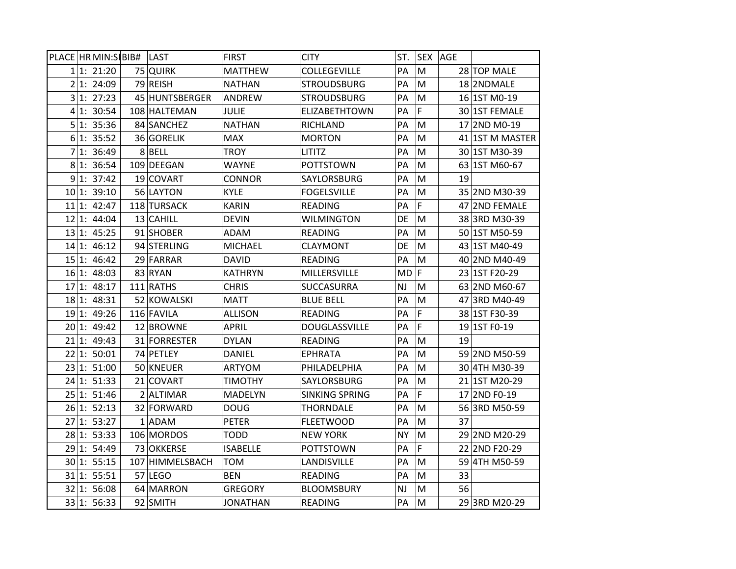| PLACE | HR | MIN:SI | BIB# | LAST | FIRST | CITY | ST. | SEX | AGE | |
|---|---|---|---|---|---|---|---|---|---|---|
| 1 | 1: | 21:20 | 75 | QUIRK | MATTHEW | COLLEGEVILLE | PA | M | 28 | TOP MALE |
| 2 | 1: | 24:09 | 79 | REISH | NATHAN | STROUDSBURG | PA | M | 18 | 2NDMALE |
| 3 | 1: | 27:23 | 45 | HUNTSBERGER | ANDREW | STROUDSBURG | PA | M | 16 | 1ST M0-19 |
| 4 | 1: | 30:54 | 108 | HALTEMAN | JULIE | ELIZABETHTOWN | PA | F | 30 | 1ST FEMALE |
| 5 | 1: | 35:36 | 84 | SANCHEZ | NATHAN | RICHLAND | PA | M | 17 | 2ND M0-19 |
| 6 | 1: | 35:52 | 36 | GORELIK | MAX | MORTON | PA | M | 41 | 1ST M MASTER |
| 7 | 1: | 36:49 | 8 | BELL | TROY | LITITZ | PA | M | 30 | 1ST M30-39 |
| 8 | 1: | 36:54 | 109 | DEEGAN | WAYNE | POTTSTOWN | PA | M | 63 | 1ST M60-67 |
| 9 | 1: | 37:42 | 19 | COVART | CONNOR | SAYLORSBURG | PA | M | 19 | |
| 10 | 1: | 39:10 | 56 | LAYTON | KYLE | FOGELSVILLE | PA | M | 35 | 2ND M30-39 |
| 11 | 1: | 42:47 | 118 | TURSACK | KARIN | READING | PA | F | 47 | 2ND FEMALE |
| 12 | 1: | 44:04 | 13 | CAHILL | DEVIN | WILMINGTON | DE | M | 38 | 3RD M30-39 |
| 13 | 1: | 45:25 | 91 | SHOBER | ADAM | READING | PA | M | 50 | 1ST M50-59 |
| 14 | 1: | 46:12 | 94 | STERLING | MICHAEL | CLAYMONT | DE | M | 43 | 1ST M40-49 |
| 15 | 1: | 46:42 | 29 | FARRAR | DAVID | READING | PA | M | 40 | 2ND M40-49 |
| 16 | 1: | 48:03 | 83 | RYAN | KATHRYN | MILLERSVILLE | MD | F | 23 | 1ST F20-29 |
| 17 | 1: | 48:17 | 111 | RATHS | CHRIS | SUCCASURRA | NJ | M | 63 | 2ND M60-67 |
| 18 | 1: | 48:31 | 52 | KOWALSKI | MATT | BLUE BELL | PA | M | 47 | 3RD M40-49 |
| 19 | 1: | 49:26 | 116 | FAVILA | ALLISON | READING | PA | F | 38 | 1ST F30-39 |
| 20 | 1: | 49:42 | 12 | BROWNE | APRIL | DOUGLASSVILLE | PA | F | 19 | 1ST F0-19 |
| 21 | 1: | 49:43 | 31 | FORRESTER | DYLAN | READING | PA | M | 19 | |
| 22 | 1: | 50:01 | 74 | PETLEY | DANIEL | EPHRATA | PA | M | 59 | 2ND M50-59 |
| 23 | 1: | 51:00 | 50 | KNEUER | ARTYOM | PHILADELPHIA | PA | M | 30 | 4TH M30-39 |
| 24 | 1: | 51:33 | 21 | COVART | TIMOTHY | SAYLORSBURG | PA | M | 21 | 1ST M20-29 |
| 25 | 1: | 51:46 | 2 | ALTIMAR | MADELYN | SINKING SPRING | PA | F | 17 | 2ND F0-19 |
| 26 | 1: | 52:13 | 32 | FORWARD | DOUG | THORNDALE | PA | M | 56 | 3RD M50-59 |
| 27 | 1: | 53:27 | 1 | ADAM | PETER | FLEETWOOD | PA | M | 37 | |
| 28 | 1: | 53:33 | 106 | MORDOS | TODD | NEW YORK | NY | M | 29 | 2ND M20-29 |
| 29 | 1: | 54:49 | 73 | OKKERSE | ISABELLE | POTTSTOWN | PA | F | 22 | 2ND F20-29 |
| 30 | 1: | 55:15 | 107 | HIMMELSBACH | TOM | LANDISVILLE | PA | M | 59 | 4TH M50-59 |
| 31 | 1: | 55:51 | 57 | LEGO | BEN | READING | PA | M | 33 | |
| 32 | 1: | 56:08 | 64 | MARRON | GREGORY | BLOOMSBURY | NJ | M | 56 | |
| 33 | 1: | 56:33 | 92 | SMITH | JONATHAN | READING | PA | M | 29 | 3RD M20-29 |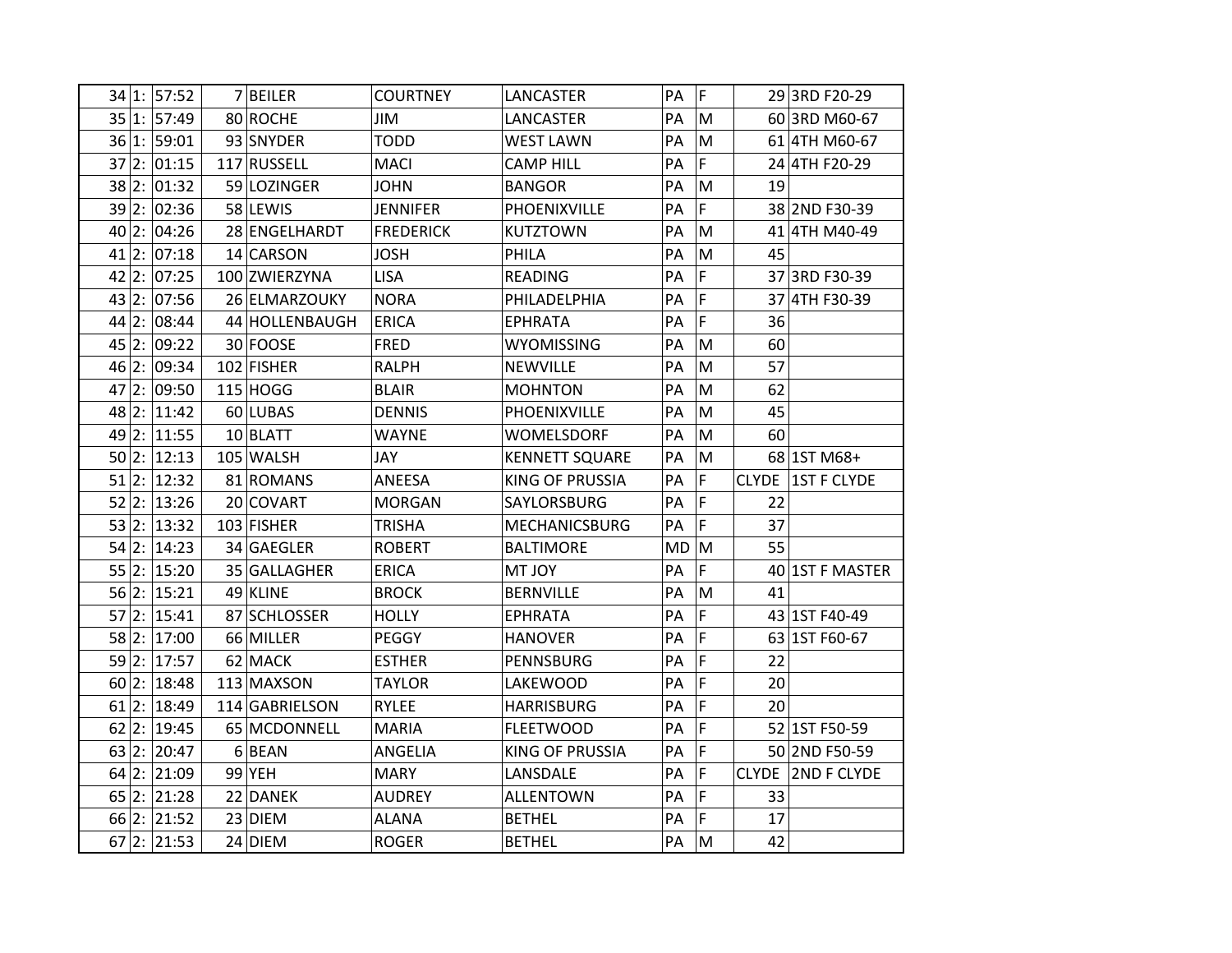| | | | | | | | | | |
|---|---|---|---|---|---|---|---|---|---|
| 34 | 1: | 57:52 | 7 | BEILER | COURTNEY | LANCASTER | PA | F | 29 | 3RD F20-29 |
| 35 | 1: | 57:49 | 80 | ROCHE | JIM | LANCASTER | PA | M | 60 | 3RD M60-67 |
| 36 | 1: | 59:01 | 93 | SNYDER | TODD | WEST LAWN | PA | M | 61 | 4TH M60-67 |
| 37 | 2: | 01:15 | 117 | RUSSELL | MACI | CAMP HILL | PA | F | 24 | 4TH F20-29 |
| 38 | 2: | 01:32 | 59 | LOZINGER | JOHN | BANGOR | PA | M | 19 | |
| 39 | 2: | 02:36 | 58 | LEWIS | JENNIFER | PHOENIXVILLE | PA | F | 38 | 2ND F30-39 |
| 40 | 2: | 04:26 | 28 | ENGELHARDT | FREDERICK | KUTZTOWN | PA | M | 41 | 4TH M40-49 |
| 41 | 2: | 07:18 | 14 | CARSON | JOSH | PHILA | PA | M | 45 | |
| 42 | 2: | 07:25 | 100 | ZWIERZYNA | LISA | READING | PA | F | 37 | 3RD F30-39 |
| 43 | 2: | 07:56 | 26 | ELMARZOUKY | NORA | PHILADELPHIA | PA | F | 37 | 4TH F30-39 |
| 44 | 2: | 08:44 | 44 | HOLLENBAUGH | ERICA | EPHRATA | PA | F | 36 | |
| 45 | 2: | 09:22 | 30 | FOOSE | FRED | WYOMISSING | PA | M | 60 | |
| 46 | 2: | 09:34 | 102 | FISHER | RALPH | NEWVILLE | PA | M | 57 | |
| 47 | 2: | 09:50 | 115 | HOGG | BLAIR | MOHNTON | PA | M | 62 | |
| 48 | 2: | 11:42 | 60 | LUBAS | DENNIS | PHOENIXVILLE | PA | M | 45 | |
| 49 | 2: | 11:55 | 10 | BLATT | WAYNE | WOMELSDORF | PA | M | 60 | |
| 50 | 2: | 12:13 | 105 | WALSH | JAY | KENNETT SQUARE | PA | M | 68 | 1ST M68+ |
| 51 | 2: | 12:32 | 81 | ROMANS | ANEESA | KING OF PRUSSIA | PA | F | CLYDE | 1ST F CLYDE |
| 52 | 2: | 13:26 | 20 | COVART | MORGAN | SAYLORSBURG | PA | F | 22 | |
| 53 | 2: | 13:32 | 103 | FISHER | TRISHA | MECHANICSBURG | PA | F | 37 | |
| 54 | 2: | 14:23 | 34 | GAEGLER | ROBERT | BALTIMORE | MD | M | 55 | |
| 55 | 2: | 15:20 | 35 | GALLAGHER | ERICA | MT JOY | PA | F | 40 | 1ST F MASTER |
| 56 | 2: | 15:21 | 49 | KLINE | BROCK | BERNVILLE | PA | M | 41 | |
| 57 | 2: | 15:41 | 87 | SCHLOSSER | HOLLY | EPHRATA | PA | F | 43 | 1ST F40-49 |
| 58 | 2: | 17:00 | 66 | MILLER | PEGGY | HANOVER | PA | F | 63 | 1ST F60-67 |
| 59 | 2: | 17:57 | 62 | MACK | ESTHER | PENNSBURG | PA | F | 22 | |
| 60 | 2: | 18:48 | 113 | MAXSON | TAYLOR | LAKEWOOD | PA | F | 20 | |
| 61 | 2: | 18:49 | 114 | GABRIELSON | RYLEE | HARRISBURG | PA | F | 20 | |
| 62 | 2: | 19:45 | 65 | MCDONNELL | MARIA | FLEETWOOD | PA | F | 52 | 1ST F50-59 |
| 63 | 2: | 20:47 | 6 | BEAN | ANGELIA | KING OF PRUSSIA | PA | F | 50 | 2ND F50-59 |
| 64 | 2: | 21:09 | 99 | YEH | MARY | LANSDALE | PA | F | CLYDE | 2ND F CLYDE |
| 65 | 2: | 21:28 | 22 | DANEK | AUDREY | ALLENTOWN | PA | F | 33 | |
| 66 | 2: | 21:52 | 23 | DIEM | ALANA | BETHEL | PA | F | 17 | |
| 67 | 2: | 21:53 | 24 | DIEM | ROGER | BETHEL | PA | M | 42 | |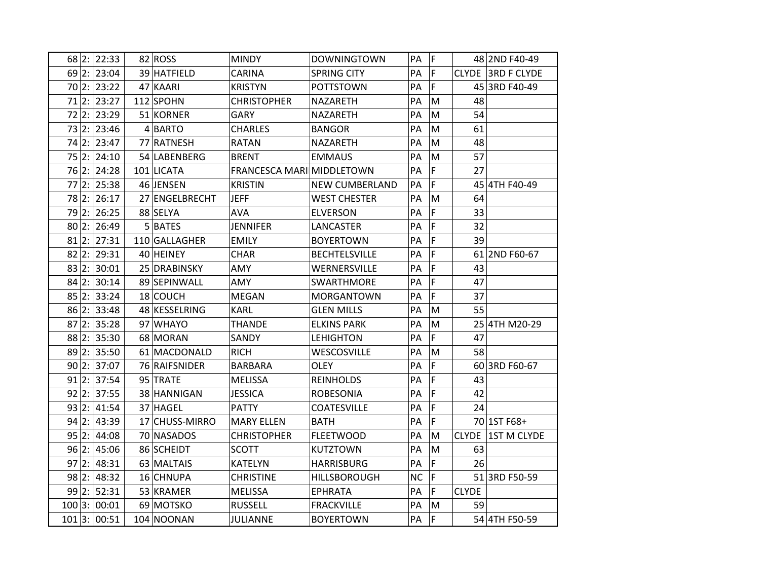| | | | | | | | | | | |
|---|---|---|---|---|---|---|---|---|---|---|
| 68 | 2: | 22:33 | 82 | ROSS | MINDY | DOWNINGTOWN | PA | F | 48 | 2ND F40-49 |
| 69 | 2: | 23:04 | 39 | HATFIELD | CARINA | SPRING CITY | PA | F | CLYDE | 3RD F CLYDE |
| 70 | 2: | 23:22 | 47 | KAARI | KRISTYN | POTTSTOWN | PA | F | 45 | 3RD F40-49 |
| 71 | 2: | 23:27 | 112 | SPOHN | CHRISTOPHER | NAZARETH | PA | M | 48 | |
| 72 | 2: | 23:29 | 51 | KORNER | GARY | NAZARETH | PA | M | 54 | |
| 73 | 2: | 23:46 | 4 | BARTO | CHARLES | BANGOR | PA | M | 61 | |
| 74 | 2: | 23:47 | 77 | RATNESH | RATAN | NAZARETH | PA | M | 48 | |
| 75 | 2: | 24:10 | 54 | LABENBERG | BRENT | EMMAUS | PA | M | 57 | |
| 76 | 2: | 24:28 | 101 | LICATA | FRANCESCA MARI | MIDDLETOWN | PA | F | 27 | |
| 77 | 2: | 25:38 | 46 | JENSEN | KRISTIN | NEW CUMBERLAND | PA | F | 45 | 4TH F40-49 |
| 78 | 2: | 26:17 | 27 | ENGELBRECHT | JEFF | WEST CHESTER | PA | M | 64 | |
| 79 | 2: | 26:25 | 88 | SELYA | AVA | ELVERSON | PA | F | 33 | |
| 80 | 2: | 26:49 | 5 | BATES | JENNIFER | LANCASTER | PA | F | 32 | |
| 81 | 2: | 27:31 | 110 | GALLAGHER | EMILY | BOYERTOWN | PA | F | 39 | |
| 82 | 2: | 29:31 | 40 | HEINEY | CHAR | BECHTELSVILLE | PA | F | 61 | 2ND F60-67 |
| 83 | 2: | 30:01 | 25 | DRABINSKY | AMY | WERNERSVILLE | PA | F | 43 | |
| 84 | 2: | 30:14 | 89 | SEPINWALL | AMY | SWARTHMORE | PA | F | 47 | |
| 85 | 2: | 33:24 | 18 | COUCH | MEGAN | MORGANTOWN | PA | F | 37 | |
| 86 | 2: | 33:48 | 48 | KESSELRING | KARL | GLEN MILLS | PA | M | 55 | |
| 87 | 2: | 35:28 | 97 | WHAYO | THANDE | ELKINS PARK | PA | M | 25 | 4TH M20-29 |
| 88 | 2: | 35:30 | 68 | MORAN | SANDY | LEHIGHTON | PA | F | 47 | |
| 89 | 2: | 35:50 | 61 | MACDONALD | RICH | WESCOSVILLE | PA | M | 58 | |
| 90 | 2: | 37:07 | 76 | RAIFSNIDER | BARBARA | OLEY | PA | F | 60 | 3RD F60-67 |
| 91 | 2: | 37:54 | 95 | TRATE | MELISSA | REINHOLDS | PA | F | 43 | |
| 92 | 2: | 37:55 | 38 | HANNIGAN | JESSICA | ROBESONIA | PA | F | 42 | |
| 93 | 2: | 41:54 | 37 | HAGEL | PATTY | COATESVILLE | PA | F | 24 | |
| 94 | 2: | 43:39 | 17 | CHUSS-MIRRO | MARY ELLEN | BATH | PA | F | 70 | 1ST F68+ |
| 95 | 2: | 44:08 | 70 | NASADOS | CHRISTOPHER | FLEETWOOD | PA | M | CLYDE | 1ST M CLYDE |
| 96 | 2: | 45:06 | 86 | SCHEIDT | SCOTT | KUTZTOWN | PA | M | 63 | |
| 97 | 2: | 48:31 | 63 | MALTAIS | KATELYN | HARRISBURG | PA | F | 26 | |
| 98 | 2: | 48:32 | 16 | CHNUPA | CHRISTINE | HILLSBOROUGH | NC | F | 51 | 3RD F50-59 |
| 99 | 2: | 52:31 | 53 | KRAMER | MELISSA | EPHRATA | PA | F | CLYDE | |
| 100 | 3: | 00:01 | 69 | MOTSKO | RUSSELL | FRACKVILLE | PA | M | 59 | |
| 101 | 3: | 00:51 | 104 | NOONAN | JULIANNE | BOYERTOWN | PA | F | 54 | 4TH F50-59 |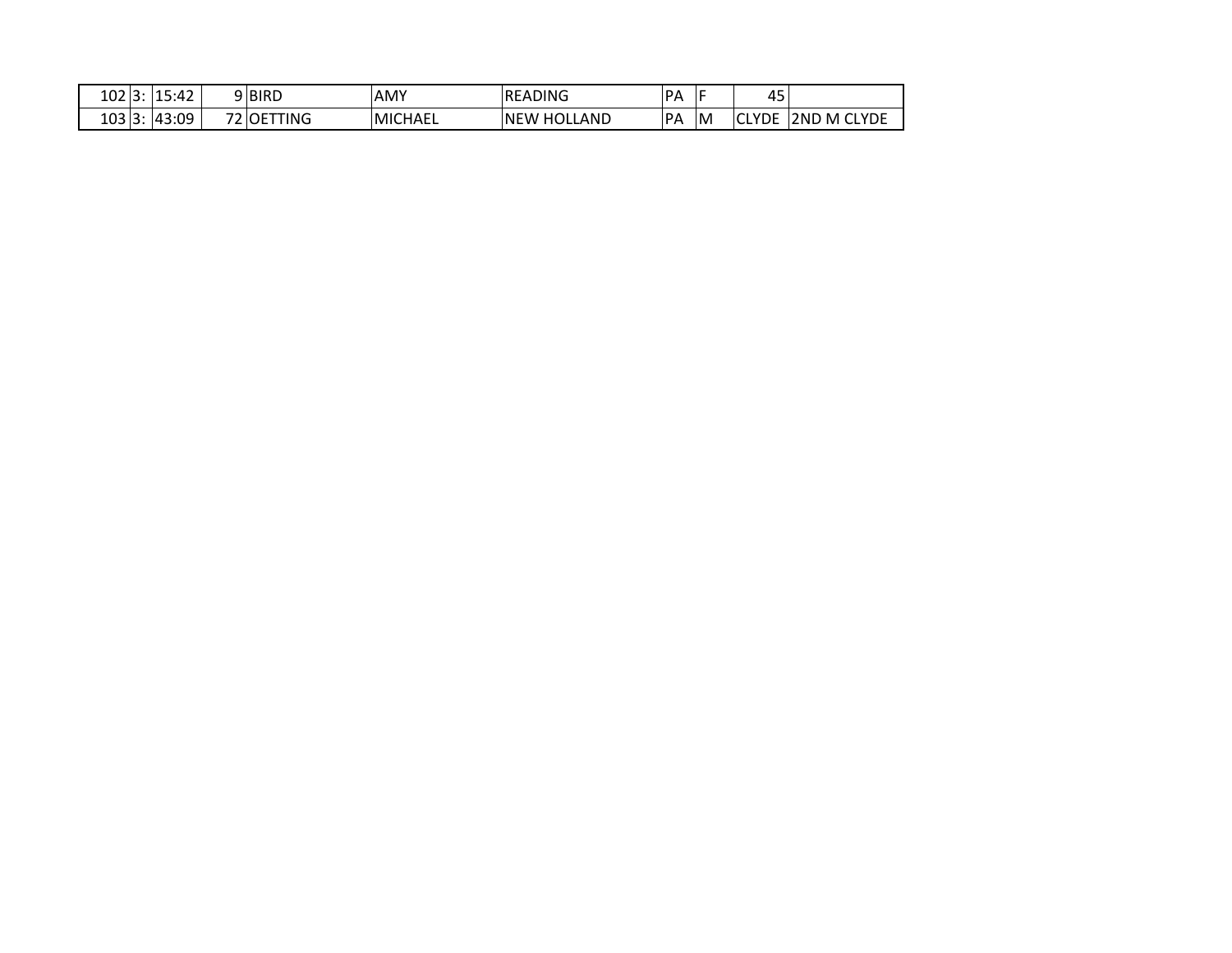| | | | | | | | | | | |
|---|---|---|---|---|---|---|---|---|---|---|
| 102 | 3: | 15:42 | 9 | BIRD | AMY | READING | PA | F | 45 | |
| 103 | 3: | 43:09 | 72 | OETTING | MICHAEL | NEW HOLLAND | PA | M | CLYDE | 2ND M CLYDE |